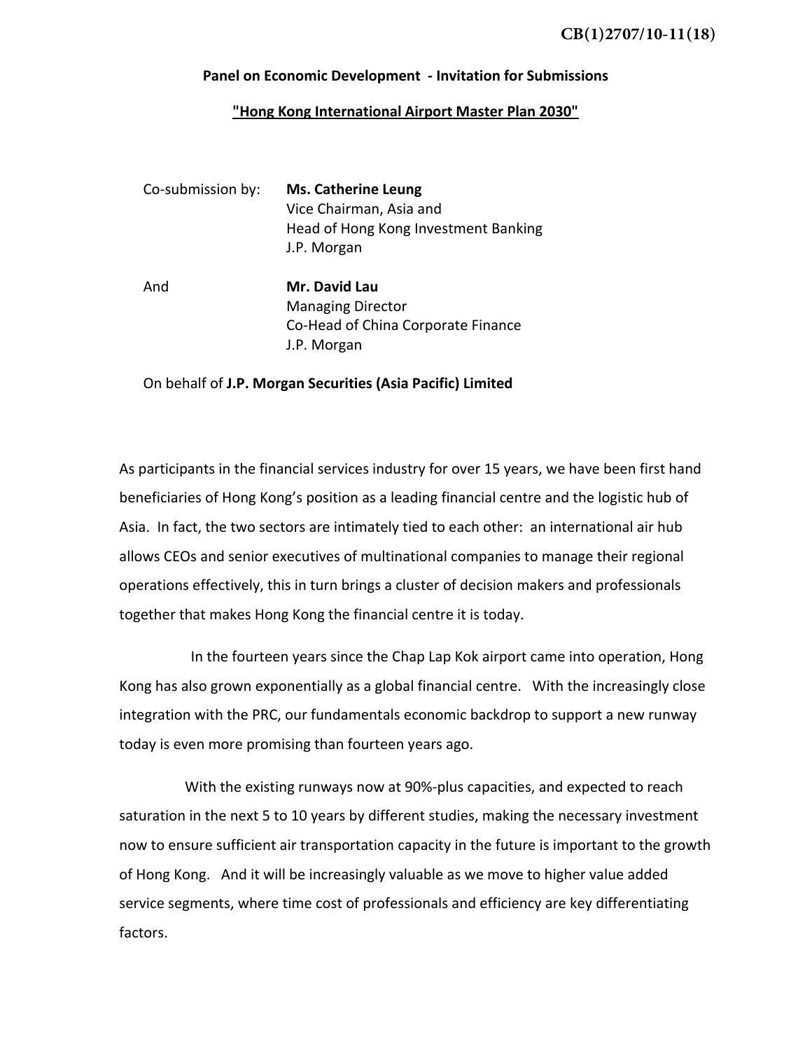CB(1)2707/10-11(18)

**Panel on Economic Development - Invitation for Submissions**

**"Hong Kong International Airport Master Plan 2030"**

Co-submission by: **Ms. Catherine Leung**
Vice Chairman, Asia and
Head of Hong Kong Investment Banking
J.P. Morgan

And **Mr. David Lau**
Managing Director
Co-Head of China Corporate Finance
J.P. Morgan

On behalf of **J.P. Morgan Securities (Asia Pacific) Limited**

As participants in the financial services industry for over 15 years, we have been first hand beneficiaries of Hong Kong's position as a leading financial centre and the logistic hub of Asia. In fact, the two sectors are intimately tied to each other: an international air hub allows CEOs and senior executives of multinational companies to manage their regional operations effectively, this in turn brings a cluster of decision makers and professionals together that makes Hong Kong the financial centre it is today.

In the fourteen years since the Chap Lap Kok airport came into operation, Hong Kong has also grown exponentially as a global financial centre. With the increasingly close integration with the PRC, our fundamentals economic backdrop to support a new runway today is even more promising than fourteen years ago.

With the existing runways now at 90%-plus capacities, and expected to reach saturation in the next 5 to 10 years by different studies, making the necessary investment now to ensure sufficient air transportation capacity in the future is important to the growth of Hong Kong. And it will be increasingly valuable as we move to higher value added service segments, where time cost of professionals and efficiency are key differentiating factors.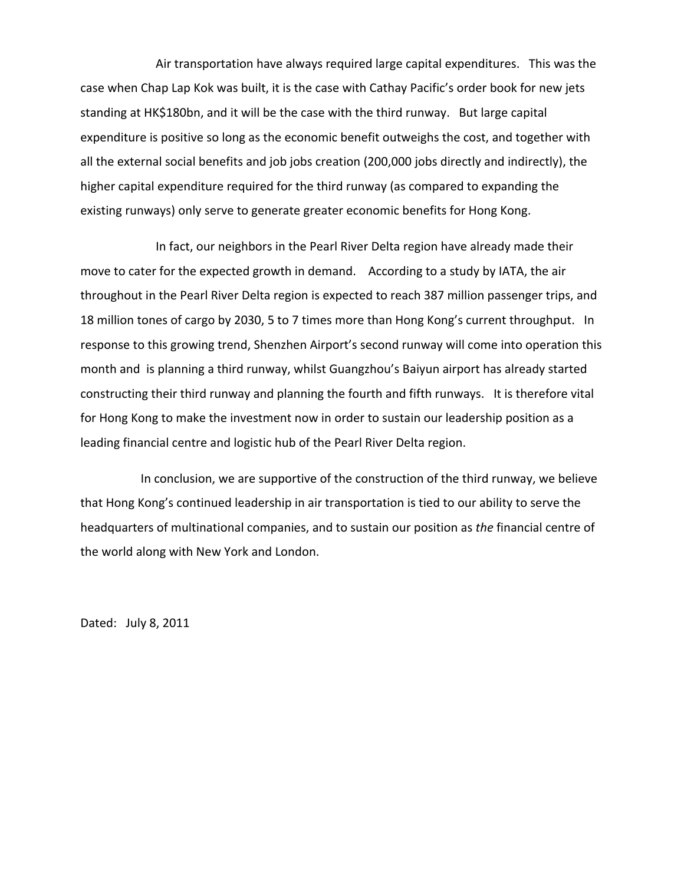Air transportation have always required large capital expenditures. This was the case when Chap Lap Kok was built, it is the case with Cathay Pacific's order book for new jets standing at HK$180bn, and it will be the case with the third runway. But large capital expenditure is positive so long as the economic benefit outweighs the cost, and together with all the external social benefits and job jobs creation (200,000 jobs directly and indirectly), the higher capital expenditure required for the third runway (as compared to expanding the existing runways) only serve to generate greater economic benefits for Hong Kong.

In fact, our neighbors in the Pearl River Delta region have already made their move to cater for the expected growth in demand. According to a study by IATA, the air throughout in the Pearl River Delta region is expected to reach 387 million passenger trips, and 18 million tones of cargo by 2030, 5 to 7 times more than Hong Kong's current throughput. In response to this growing trend, Shenzhen Airport's second runway will come into operation this month and is planning a third runway, whilst Guangzhou's Baiyun airport has already started constructing their third runway and planning the fourth and fifth runways. It is therefore vital for Hong Kong to make the investment now in order to sustain our leadership position as a leading financial centre and logistic hub of the Pearl River Delta region.

In conclusion, we are supportive of the construction of the third runway, we believe that Hong Kong's continued leadership in air transportation is tied to our ability to serve the headquarters of multinational companies, and to sustain our position as *the* financial centre of the world along with New York and London.

Dated: July 8, 2011